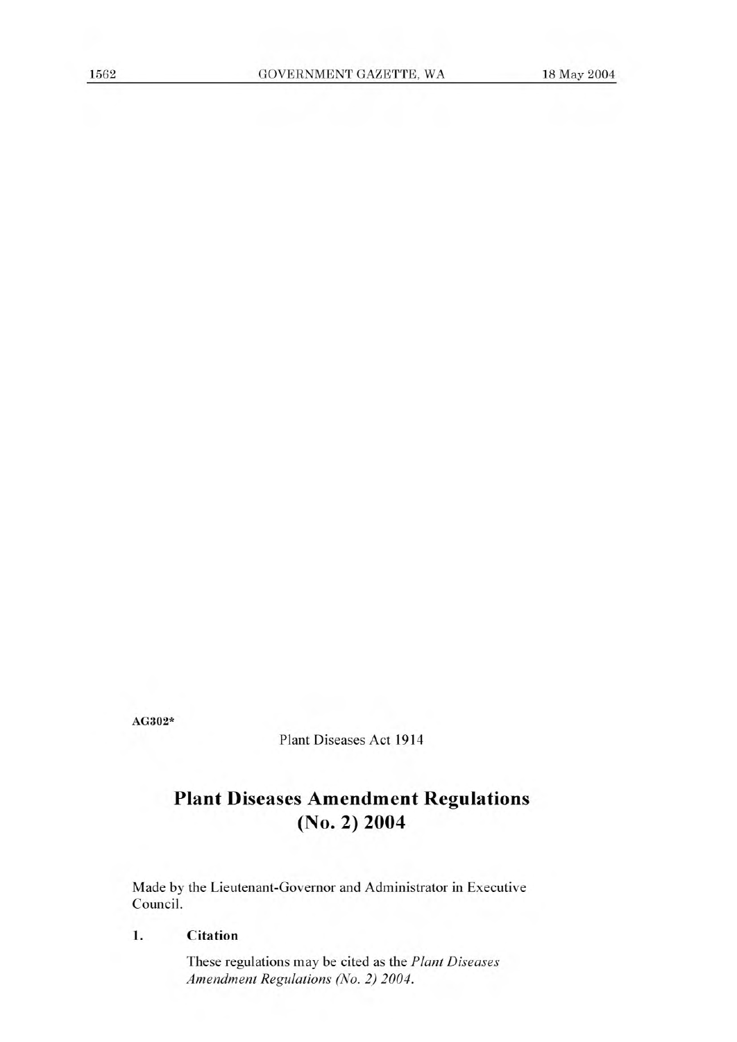AG302*

Plant Diseases Act 1914

# Plant Diseases Amendment Regulations (No. 2) 2004

Made by the Lieutenant-Governor and Administrator in Executive Council.

## 1. Citation

These regulations may be cited as the *Plant Diseases Amendment Regulations (No. 2) 2004*.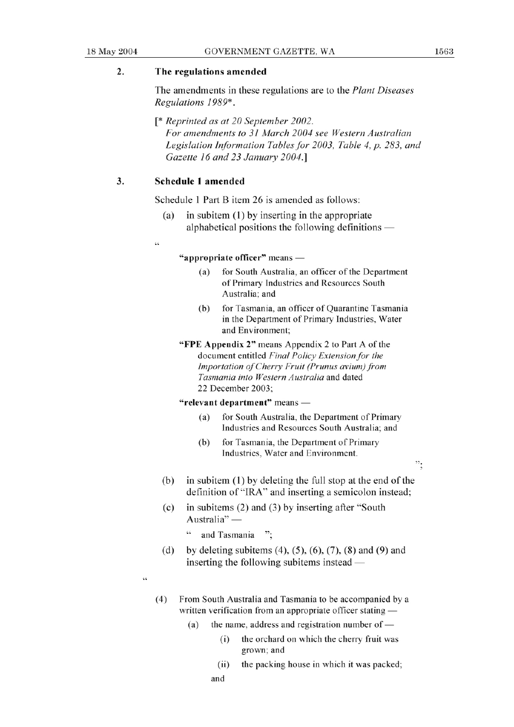## 2. The regulations amended

The amendments in these regulations are to the *Plant Diseases Regulations 1989*\*.

[\* *Reprinted as at 20 September 2002. For amendments to 31 March 2004 see Western Australian Legislation Information Tables for 2003, Table 4, p. 283, and Gazette 16 and 23 January 2004.*]

## 3. Schedule 1 amended

Schedule 1 Part B item 26 is amended as follows:

(a) in subitem (1) by inserting in the appropriate alphabetical positions the following definitions —

"

**"appropriate officer"** means —

- (a) for South Australia, an officer of the Department of Primary Industries and Resources South Australia; and
- (b) for Tasmania, an officer of Quarantine Tasmania in the Department of Primary Industries, Water and Environment;

**"FPE Appendix 2"** means Appendix 2 to Part A of the document entitled *Final Policy Extension for the Importation of Cherry Fruit (Prunus avium) from Tasmania into Western Australia* and dated 22 December 2003;

**"relevant department"** means —

- (a) for South Australia, the Department of Primary Industries and Resources South Australia; and
- (b) for Tasmania, the Department of Primary Industries, Water and Environment.

";

(b) in subitem (1) by deleting the full stop at the end of the definition of "IRA" and inserting a semicolon instead;

(c) in subitems (2) and (3) by inserting after "South Australia" —

" and Tasmania ";

(d) by deleting subitems (4), (5), (6), (7), (8) and (9) and inserting the following subitems instead —

"

(4) From South Australia and Tasmania to be accompanied by a written verification from an appropriate officer stating —

- (a) the name, address and registration number of —
  - (i) the orchard on which the cherry fruit was grown; and
  - (ii) the packing house in which it was packed;

  and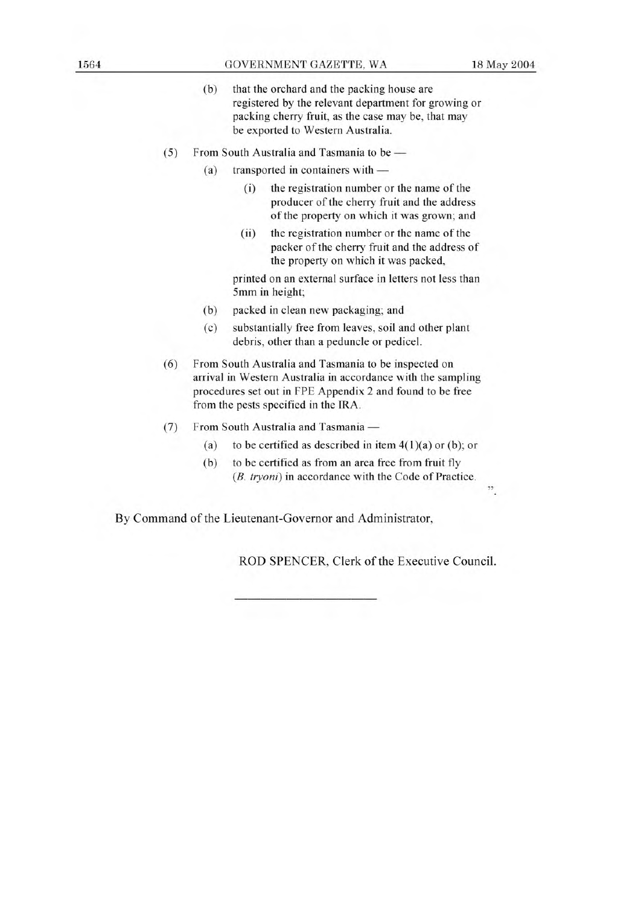(b) that the orchard and the packing house are registered by the relevant department for growing or packing cherry fruit, as the case may be, that may be exported to Western Australia.

(5) From South Australia and Tasmania to be —

(a) transported in containers with —

(i) the registration number or the name of the producer of the cherry fruit and the address of the property on which it was grown; and

(ii) the registration number or the name of the packer of the cherry fruit and the address of the property on which it was packed,

printed on an external surface in letters not less than 5mm in height;

(b) packed in clean new packaging; and

(c) substantially free from leaves, soil and other plant debris, other than a peduncle or pedicel.

(6) From South Australia and Tasmania to be inspected on arrival in Western Australia in accordance with the sampling procedures set out in FPE Appendix 2 and found to be free from the pests specified in the IRA.

(7) From South Australia and Tasmania —

(a) to be certified as described in item 4(1)(a) or (b); or

(b) to be certified as from an area free from fruit fly (*B. tryoni*) in accordance with the Code of Practice.

".

By Command of the Lieutenant-Governor and Administrator,

ROD SPENCER, Clerk of the Executive Council.

---